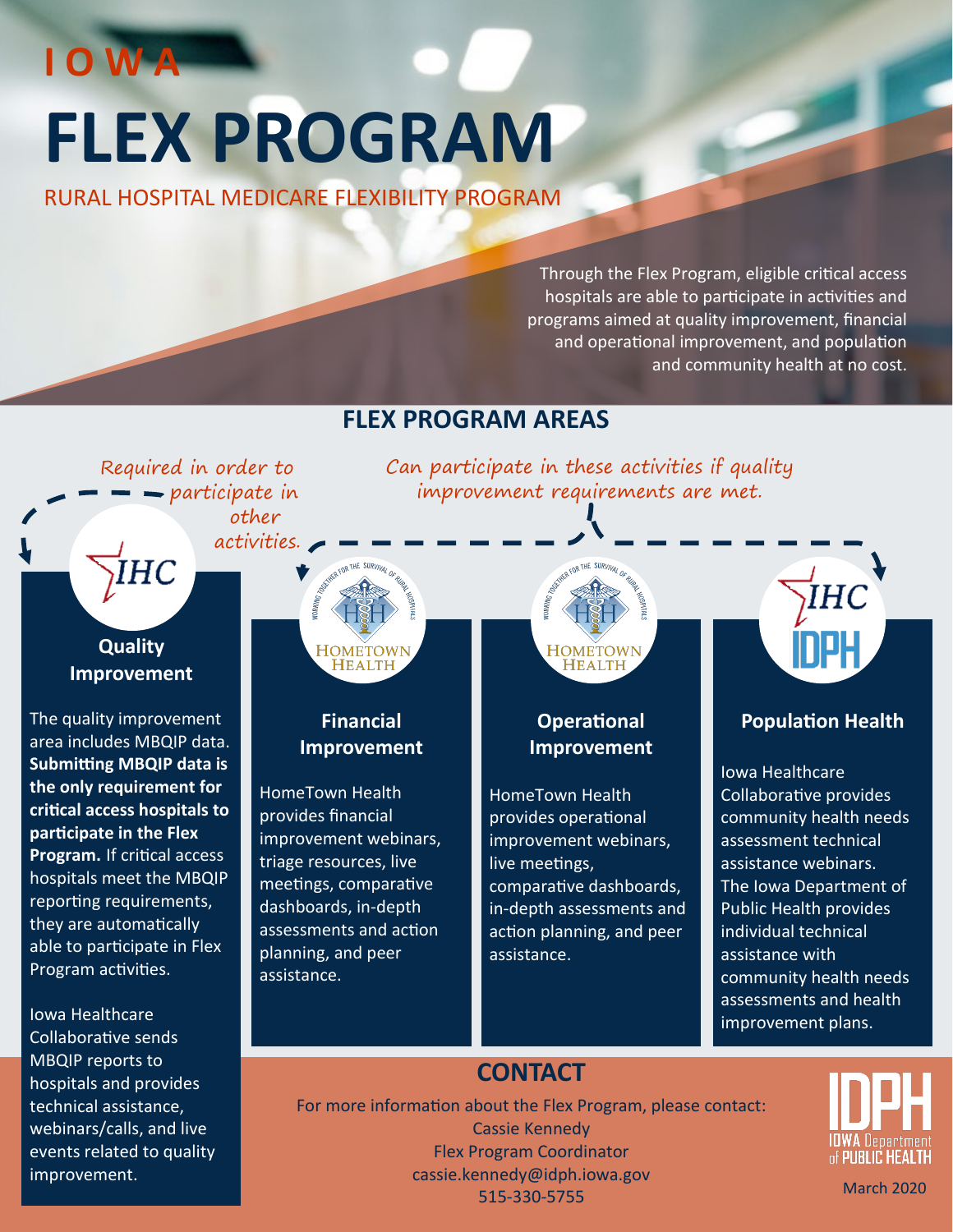IOWA

# FLEX PROGRAM

RURAL HOSPITAL MEDICARE FLEXIBILITY PROGRAM

Through the Flex Program, eligible critical access hospitals are able to participate in activities and programs aimed at quality improvement, financial and operational improvement, and population and community health at no cost.

## FLEX PROGRAM AREAS

*Required in order to participate in other activities.*

*Can participate in these activities if quality improvement requirements are met.*

### Quality Improvement

The quality improvement area includes MBQIP data. **Submitting MBQIP data is the only requirement for critical access hospitals to participate in the Flex Program.** If critical access hospitals meet the MBQIP reporting requirements, they are automatically able to participate in Flex Program activities.

Iowa Healthcare Collaborative sends MBQIP reports to hospitals and provides technical assistance, webinars/calls, and live events related to quality improvement.

### Financial Improvement

HomeTown Health provides financial improvement webinars, triage resources, live meetings, comparative dashboards, in-depth assessments and action planning, and peer assistance.

### Operational Improvement

HomeTown Health provides operational improvement webinars, live meetings, comparative dashboards, in-depth assessments and action planning, and peer assistance.

### Population Health

Iowa Healthcare Collaborative provides community health needs assessment technical assistance webinars. The Iowa Department of Public Health provides individual technical assistance with community health needs assessments and health improvement plans.

## CONTACT

For more information about the Flex Program, please contact:
Cassie Kennedy
Flex Program Coordinator
cassie.kennedy@idph.iowa.gov
515-330-5755

IDPH IOWA Department of PUBLIC HEALTH

March 2020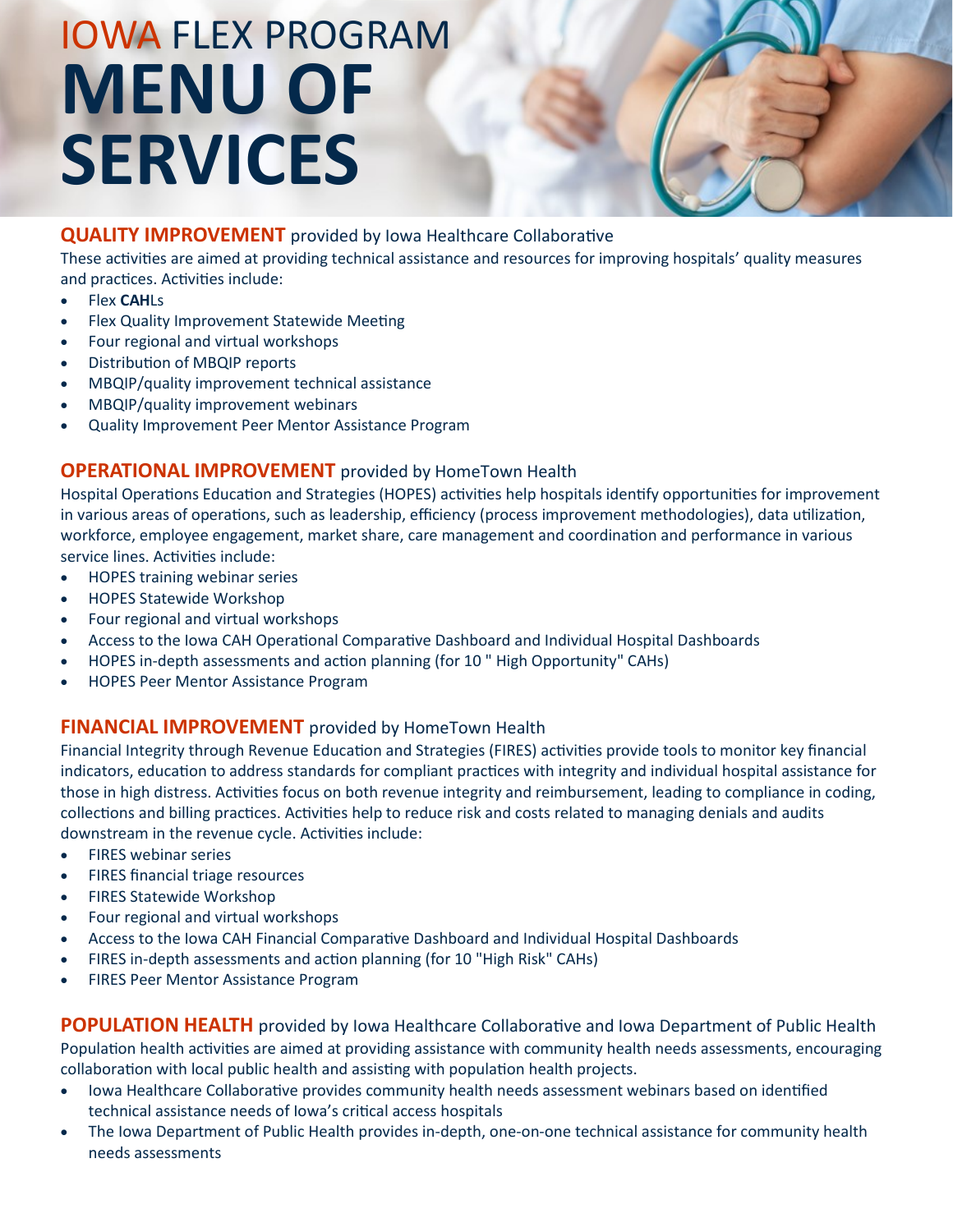# IOWA FLEX PROGRAM MENU OF SERVICES

## QUALITY IMPROVEMENT provided by Iowa Healthcare Collaborative

These activities are aimed at providing technical assistance and resources for improving hospitals' quality measures and practices. Activities include:

- Flex **CAH**Ls
- Flex Quality Improvement Statewide Meeting
- Four regional and virtual workshops
- Distribution of MBQIP reports
- MBQIP/quality improvement technical assistance
- MBQIP/quality improvement webinars
- Quality Improvement Peer Mentor Assistance Program

## OPERATIONAL IMPROVEMENT provided by HomeTown Health

Hospital Operations Education and Strategies (HOPES) activities help hospitals identify opportunities for improvement in various areas of operations, such as leadership, efficiency (process improvement methodologies), data utilization, workforce, employee engagement, market share, care management and coordination and performance in various service lines. Activities include:

- HOPES training webinar series
- HOPES Statewide Workshop
- Four regional and virtual workshops
- Access to the Iowa CAH Operational Comparative Dashboard and Individual Hospital Dashboards
- HOPES in-depth assessments and action planning (for 10 " High Opportunity" CAHs)
- HOPES Peer Mentor Assistance Program

## FINANCIAL IMPROVEMENT provided by HomeTown Health

Financial Integrity through Revenue Education and Strategies (FIRES) activities provide tools to monitor key financial indicators, education to address standards for compliant practices with integrity and individual hospital assistance for those in high distress. Activities focus on both revenue integrity and reimbursement, leading to compliance in coding, collections and billing practices. Activities help to reduce risk and costs related to managing denials and audits downstream in the revenue cycle. Activities include:

- FIRES webinar series
- FIRES financial triage resources
- FIRES Statewide Workshop
- Four regional and virtual workshops
- Access to the Iowa CAH Financial Comparative Dashboard and Individual Hospital Dashboards
- FIRES in-depth assessments and action planning (for 10 "High Risk" CAHs)
- FIRES Peer Mentor Assistance Program

## POPULATION HEALTH provided by Iowa Healthcare Collaborative and Iowa Department of Public Health

Population health activities are aimed at providing assistance with community health needs assessments, encouraging collaboration with local public health and assisting with population health projects.

- Iowa Healthcare Collaborative provides community health needs assessment webinars based on identified technical assistance needs of Iowa's critical access hospitals
- The Iowa Department of Public Health provides in-depth, one-on-one technical assistance for community health needs assessments